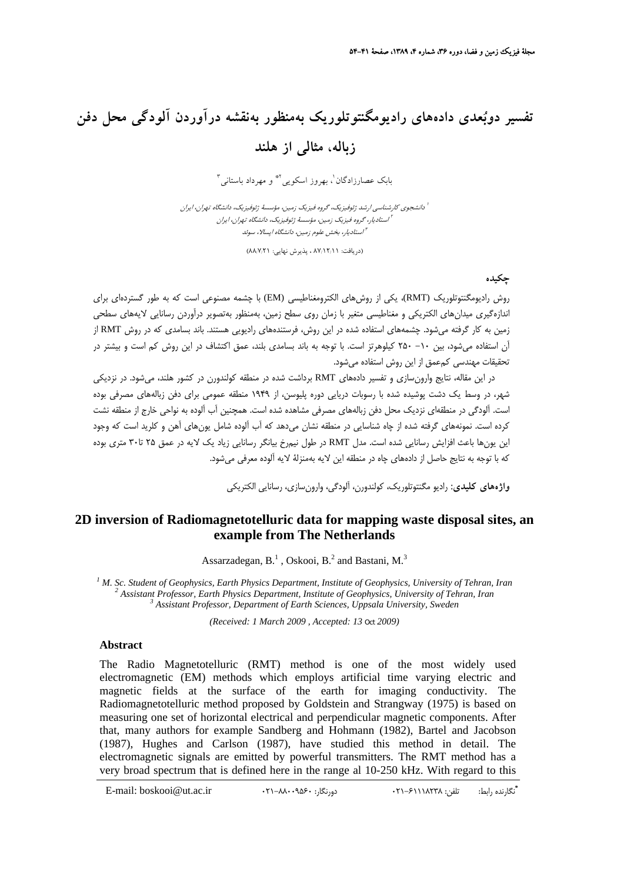# تفسیر دوبُعدی داده‌های رادیومگنتوتلوریک به‌منظور به‌نقشه درآوردن آلودگی محل دفن زباله، مثالی از هلند

بابک عصارزادگان[1]، بهروز اسکویی[2]* و مهرداد باستانی[3]

[1] دانشجوی کارشناسی ارشد ژئوفیزیک، گروه فیزیک زمین، مؤسسهٔ ژئوفیزیک، دانشگاه تهران، ایران
[2] استادیار، گروه فیزیک زمین، مؤسسهٔ ژئوفیزیک، دانشگاه تهران، ایران
[3] استادیار، بخش علوم زمین، دانشگاه اپسالا، سوئد

(دریافت: ۸۷/۱۲/۱۱ ، پذیرش نهایی: ۸۸/۷/۲۱)

## چکیده

روش رادیومگنتوتلوریک (RMT)، یکی از روش‌های الکترومغناطیسی (EM) با چشمه مصنوعی است که به طور گسترده‌ای برای اندازه‌گیری میدان‌های الکتریکی و مغناطیسی متغیر با زمان روی سطح زمین، به‌منظور به‌تصویر درآوردن رسانایی لایه‌های سطحی زمین به کار گرفته می‌شود. چشمه‌های استفاده شده در این روش، فرستنده‌های رادیویی هستند. باند بسامدی که در روش RMT از آن استفاده می‌شود، بین ۱۰- ۲۵۰ کیلوهرتز است. با توجه به باند بسامدی بلند، عمق اکتشاف در این روش کم است و بیشتر در تحقیقات مهندسی کم‌عمق از این روش استفاده می‌شود.

در این مقاله، نتایج وارون‌سازی و تفسیر داده‌های RMT برداشت شده در منطقه کولندورن در کشور هلند، می‌شود. در نزدیکی شهر، در وسط یک دشت پوشیده شده با رسوبات دریایی دوره پلیوسن، از ۱۹۴۹ منطقه عمومی برای دفن زباله‌های مصرفی بوده است. آلودگی در منطقه‌ای نزدیک محل دفن زباله‌های مصرفی مشاهده شده است. همچنین آب آلوده به نواحی خارج از منطقه نشت کرده است. نمونه‌های گرفته شده از چاه شناسایی در منطقه نشان می‌دهد که آب آلوده شامل یون‌های آهن و کلرید است که وجود این یون‌ها باعث افزایش رسانایی شده است. مدل RMT در طول نیمرخ بیانگر رسانایی زیاد یک لایه در عمق ۲۵ تا ۳۰ متری بوده که با توجه به نتایج حاصل از داده‌های چاه در منطقه این لایه به‌منزلهٔ لایه آلوده معرفی می‌شود.

**واژه‌های کلیدی:** رادیو مگنتوتلوریک، کولندورن، آلودگی، وارون‌سازی، رسانایی الکتریکی

# 2D inversion of Radiomagnetotelluric data for mapping waste disposal sites, an example from The Netherlands

Assarzadegan, B.[1], Oskooi, B.[2] and Bastani, M.[3]

[1] *M. Sc. Student of Geophysics, Earth Physics Department, Institute of Geophysics, University of Tehran, Iran*
[2] *Assistant Professor, Earth Physics Department, Institute of Geophysics, University of Tehran, Iran*
[3] *Assistant Professor, Department of Earth Sciences, Uppsala University, Sweden*

*(Received: 1 March 2009 , Accepted: 13 Oct 2009)*

### Abstract

The Radio Magnetotelluric (RMT) method is one of the most widely used electromagnetic (EM) methods which employs artificial time varying electric and magnetic fields at the surface of the earth for imaging conductivity. The Radiomagnetotelluric method proposed by Goldstein and Strangway (1975) is based on measuring one set of horizontal electrical and perpendicular magnetic components. After that, many authors for example Sandberg and Hohmann (1982), Bartel and Jacobson (1987), Hughes and Carlson (1987), have studied this method in detail. The electromagnetic signals are emitted by powerful transmitters. The RMT method has a very broad spectrum that is defined here in the range al 10-250 kHz. With regard to this

*نگارنده رابط: تلفن: ۶۱۱۱۸۲۳۸-۰۲۱ دورنگار: ۸۸۰۰۹۵۶۰-۰۲۱ E-mail: boskooi@ut.ac.ir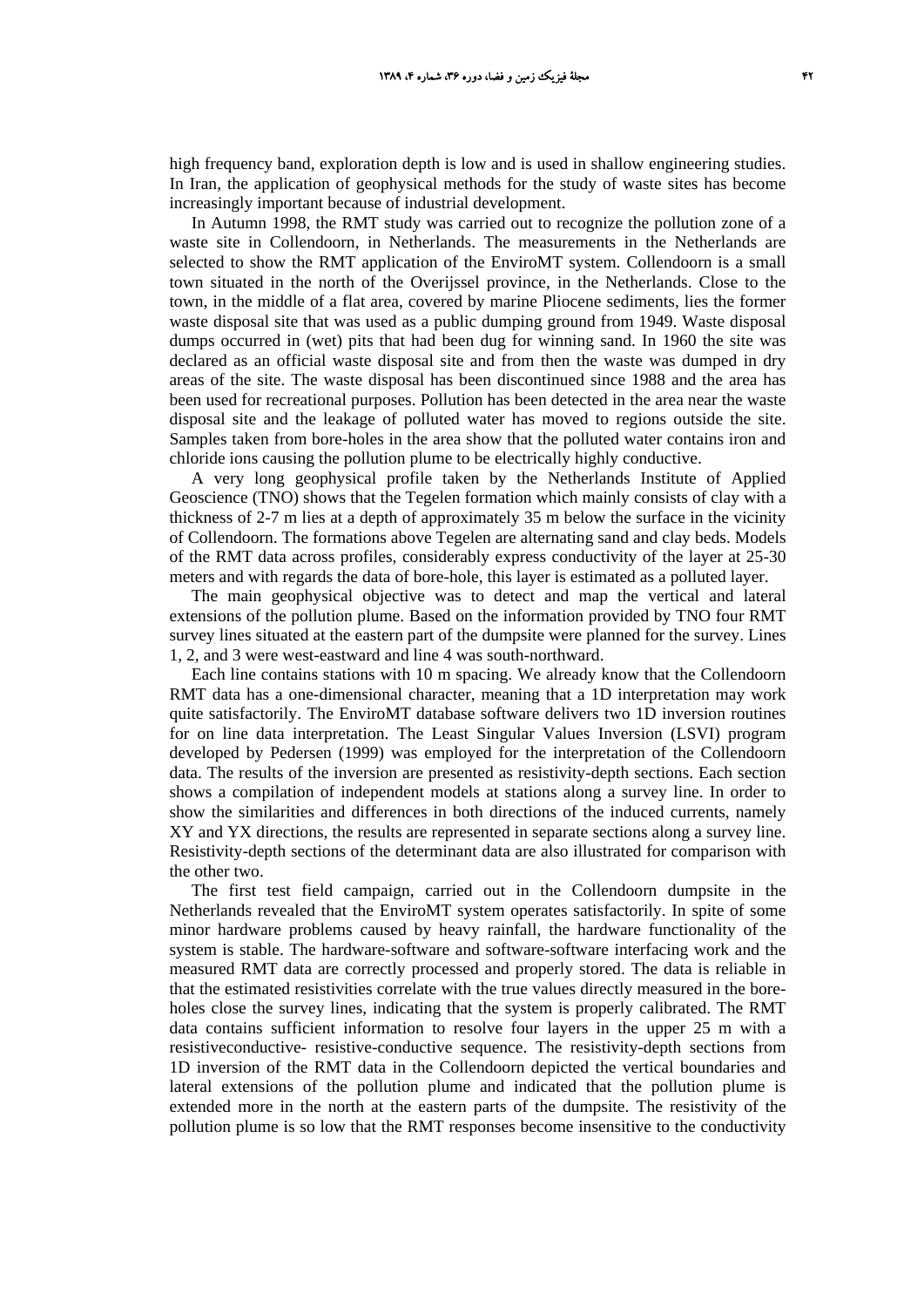high frequency band, exploration depth is low and is used in shallow engineering studies. In Iran, the application of geophysical methods for the study of waste sites has become increasingly important because of industrial development.

In Autumn 1998, the RMT study was carried out to recognize the pollution zone of a waste site in Collendoorn, in Netherlands. The measurements in the Netherlands are selected to show the RMT application of the EnviroMT system. Collendoorn is a small town situated in the north of the Overijssel province, in the Netherlands. Close to the town, in the middle of a flat area, covered by marine Pliocene sediments, lies the former waste disposal site that was used as a public dumping ground from 1949. Waste disposal dumps occurred in (wet) pits that had been dug for winning sand. In 1960 the site was declared as an official waste disposal site and from then the waste was dumped in dry areas of the site. The waste disposal has been discontinued since 1988 and the area has been used for recreational purposes. Pollution has been detected in the area near the waste disposal site and the leakage of polluted water has moved to regions outside the site. Samples taken from bore-holes in the area show that the polluted water contains iron and chloride ions causing the pollution plume to be electrically highly conductive.

A very long geophysical profile taken by the Netherlands Institute of Applied Geoscience (TNO) shows that the Tegelen formation which mainly consists of clay with a thickness of 2-7 m lies at a depth of approximately 35 m below the surface in the vicinity of Collendoorn. The formations above Tegelen are alternating sand and clay beds. Models of the RMT data across profiles, considerably express conductivity of the layer at 25-30 meters and with regards the data of bore-hole, this layer is estimated as a polluted layer.

The main geophysical objective was to detect and map the vertical and lateral extensions of the pollution plume. Based on the information provided by TNO four RMT survey lines situated at the eastern part of the dumpsite were planned for the survey. Lines 1, 2, and 3 were west-eastward and line 4 was south-northward.

Each line contains stations with 10 m spacing. We already know that the Collendoorn RMT data has a one-dimensional character, meaning that a 1D interpretation may work quite satisfactorily. The EnviroMT database software delivers two 1D inversion routines for on line data interpretation. The Least Singular Values Inversion (LSVI) program developed by Pedersen (1999) was employed for the interpretation of the Collendoorn data. The results of the inversion are presented as resistivity-depth sections. Each section shows a compilation of independent models at stations along a survey line. In order to show the similarities and differences in both directions of the induced currents, namely XY and YX directions, the results are represented in separate sections along a survey line. Resistivity-depth sections of the determinant data are also illustrated for comparison with the other two.

The first test field campaign, carried out in the Collendoorn dumpsite in the Netherlands revealed that the EnviroMT system operates satisfactorily. In spite of some minor hardware problems caused by heavy rainfall, the hardware functionality of the system is stable. The hardware-software and software-software interfacing work and the measured RMT data are correctly processed and properly stored. The data is reliable in that the estimated resistivities correlate with the true values directly measured in the bore-holes close the survey lines, indicating that the system is properly calibrated. The RMT data contains sufficient information to resolve four layers in the upper 25 m with a resistiveconductive- resistive-conductive sequence. The resistivity-depth sections from 1D inversion of the RMT data in the Collendoorn depicted the vertical boundaries and lateral extensions of the pollution plume and indicated that the pollution plume is extended more in the north at the eastern parts of the dumpsite. The resistivity of the pollution plume is so low that the RMT responses become insensitive to the conductivity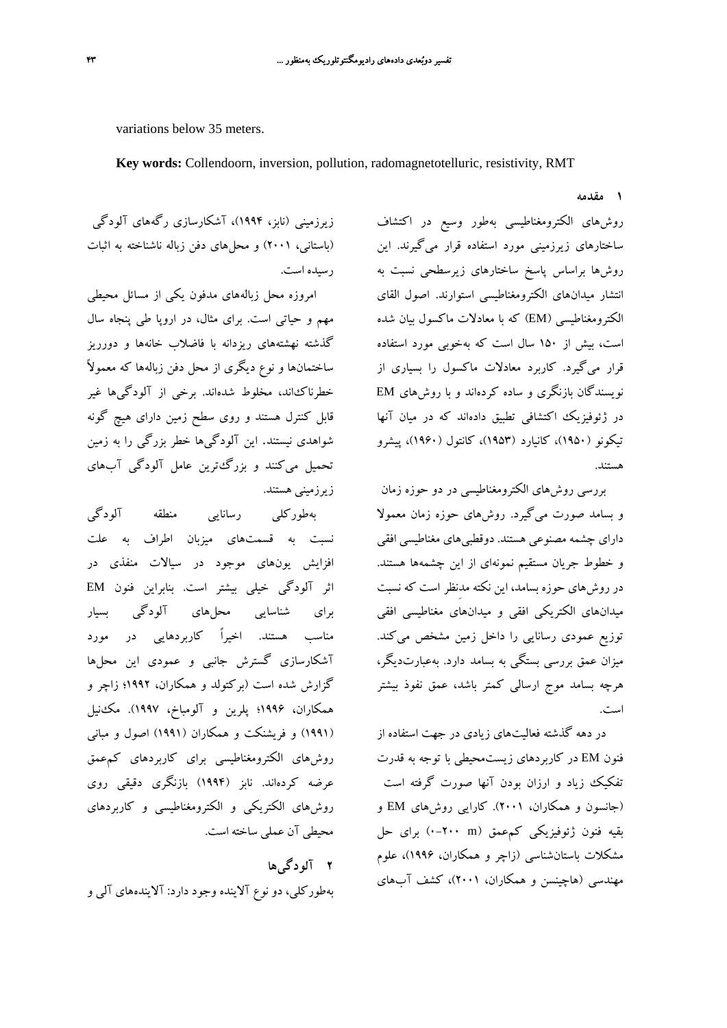variations below 35 meters.

**Key words:** Collendoorn, inversion, pollution, radomagnetotelluric, resistivity, RMT

## ۱ مقدمه

روش‌های الکترومغناطیسی به‌طور وسیع در اکتشاف ساختارهای زیرزمینی مورد استفاده قرار می‌گیرند. این روش‌ها براساس پاسخ ساختارهای زیرسطحی نسبت به انتشار میدان‌های الکترومغناطیسی استوارند. اصول القای الکترومغناطیسی (EM) که با معادلات ماکسول بیان شده است، بیش از ۱۵۰ سال است که به‌خوبی مورد استفاده قرار می‌گیرد. کاربرد معادلات ماکسول را بسیاری از نویسندگان بازنگری و ساده کرده‌اند و با روش‌های EM در ژئوفیزیک اکتشافی تطبیق داده‌اند که در میان آنها تیکونو (۱۹۵۰)، کانیارد (۱۹۵۳)، کانتول (۱۹۶۰)، پیشرو هستند.

بررسی روش‌های الکترومغناطیسی در دو حوزه زمان و بسامد صورت می‌گیرد. روش‌های حوزه زمان معمولا دارای چشمه مصنوعی هستند. دوقطبی‌های مغناطیسی افقی و خطوط جریان مستقیم نمونه‌ای از این چشمه‌ها هستند. در روش‌های حوزه بسامد، این نکته مدنظر است که نسبت میدان‌های الکتریکی افقی و میدان‌های مغناطیسی افقی توزیع عمودی رسانایی را داخل زمین مشخص می‌کند. میزان عمق بررسی بستگی به بسامد دارد. به‌عبارت‌دیگر، هرچه بسامد موج ارسالی کمتر باشد، عمق نفوذ بیشتر است.

در دهه گذشته فعالیت‌های زیادی در جهت استفاده از فنون EM در کاربردهای زیست‌محیطی با توجه به قدرت تفکیک زیاد و ارزان بودن آنها صورت گرفته است (جانسون و همکاران، ۲۰۰۱). کارایی روش‌های EM و بقیه فنون ژئوفیزیکی کم‌عمق (۰–۲۰۰ m) برای حل مشکلات باستان‌شناسی (زاچر و همکاران، ۱۹۹۶)، علوم مهندسی (هاچینسن و همکاران، ۲۰۰۱)، کشف آب‌های زیرزمینی (نابز، ۱۹۹۴)، آشکارسازی رگه‌های آلودگی (باستانی، ۲۰۰۱) و محل‌های دفن زباله ناشناخته به اثبات رسیده است.

امروزه محل زباله‌های مدفون یکی از مسائل محیطی مهم و حیاتی است. برای مثال، در اروپا طی پنجاه سال گذشته نهشته‌های ریزدانه با فاضلاب خانه‌ها و دورریز ساختمان‌ها و نوع دیگری از محل دفن زباله‌ها که معمولاً خطرناک‌اند، مخلوط شده‌اند. برخی از آلودگی‌ها غیر قابل کنترل هستند و روی سطح زمین دارای هیچ گونه شواهدی نیستند. این آلودگی‌ها خطر بزرگی را به زمین تحمیل می‌کنند و بزرگ‌ترین عامل آلودگی آب‌های زیرزمینی هستند.

به‌طورکلی رسانایی منطقه آلودگی نسبت به قسمت‌های میزبان اطراف به علت افزایش یون‌های موجود در سیالات منفذی در اثر آلودگی خیلی بیشتر است. بنابراین فنون EM برای شناسایی محل‌های آلودگی بسیار مناسب هستند. اخیراً کاربردهایی در مورد آشکارسازی گسترش جانبی و عمودی این محل‌ها گزارش شده است (برکتولد و همکاران، ۱۹۹۲؛ زاچر و همکاران، ۱۹۹۶؛ پلرین و آلومباخ، ۱۹۹۷). مک‌نیل (۱۹۹۱) و فریشنکت و همکاران (۱۹۹۱) اصول و مبانی روش‌های الکترومغناطیسی برای کاربردهای کم‌عمق عرضه کرده‌اند. نابز (۱۹۹۴) بازنگری دقیقی روی روش‌های الکتریکی و الکترومغناطیسی و کاربردهای محیطی آن عملی ساخته است.

## ۲ آلودگی‌ها

به‌طورکلی، دو نوع آلاینده وجود دارد: آلاینده‌های آلی و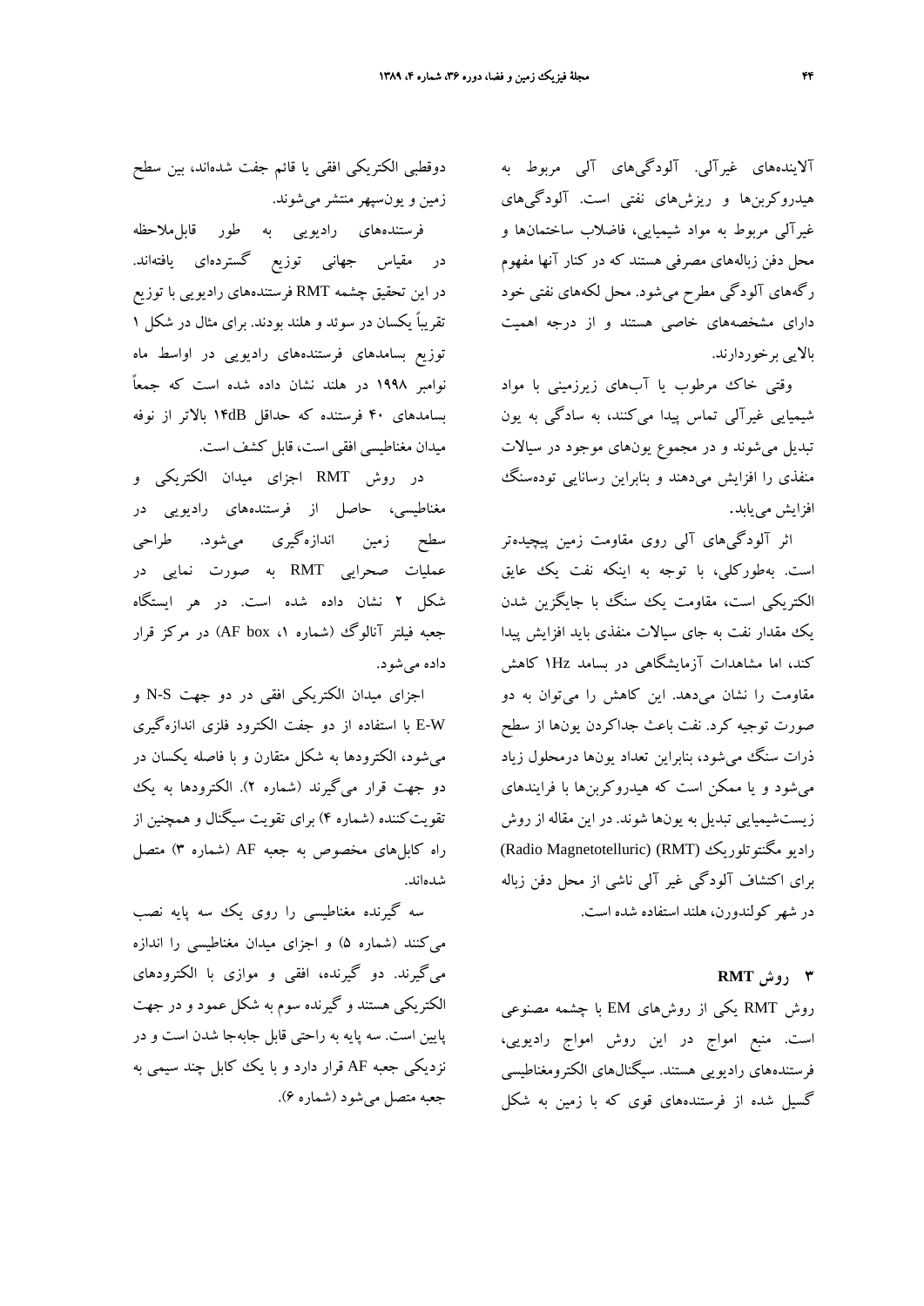آلاینده‌های غیرآلی. آلودگی‌های آلی مربوط به هیدروکربن‌ها و ریزش‌های نفتی است. آلودگی‌های غیرآلی مربوط به مواد شیمیایی، فاضلاب ساختمان‌ها و محل دفن زباله‌های مصرفی هستند که در کنار آنها مفهوم رگه‌های آلودگی مطرح می‌شود. محل لکه‌های نفتی خود دارای مشخصه‌های خاصی هستند و از درجه اهمیت بالایی برخوردارند.

وقتی خاک مرطوب یا آب‌های زیرزمینی با مواد شیمیایی غیرآلی تماس پیدا می‌کنند، به سادگی به یون تبدیل می‌شوند و در مجموع یون‌های موجود در سیالات منفذی را افزایش می‌دهند و بنابراین رسانایی توده‌سنگ افزایش می‌یابد.

اثر آلودگی‌های آلی روی مقاومت زمین پیچیده‌تر است. به‌طورکلی، با توجه به اینکه نفت یک عایق الکتریکی است، مقاومت یک سنگ با جایگزین شدن یک مقدار نفت به جای سیالات منفذی باید افزایش پیدا کند، اما مشاهدات آزمایشگاهی در بسامد 1Hz کاهش مقاومت را نشان می‌دهد. این کاهش را می‌توان به دو صورت توجیه کرد. نفت باعث جداکردن یون‌ها از سطح ذرات سنگ می‌شود، بنابراین تعداد یون‌ها درمحلول زیاد می‌شود و یا ممکن است که هیدروکربن‌ها با فرایندهای زیست‌شیمیایی تبدیل به یون‌ها شوند. در این مقاله از روش رادیو مگنتوتلوریک (Radio Magnetotelluric) (RMT) برای اکتشاف آلودگی غیر آلی ناشی از محل دفن زباله در شهر کولندورن، هلند استفاده شده است.

## ۳ روش RMT

روش RMT یکی از روش‌های EM با چشمه مصنوعی است. منبع امواج در این روش امواج رادیویی، فرستنده‌های رادیویی هستند. سیگنال‌های الکترومغناطیسی گسیل شده از فرستنده‌های قوی که با زمین به شکل دوقطبی الکتریکی افقی یا قائم جفت شده‌اند، بین سطح زمین و یون‌سپهر منتشر می‌شوند.

فرستنده‌های رادیویی به طور قابل‌ملاحظه در مقیاس جهانی توزیع گسترده‌ای یافته‌اند. در این تحقیق چشمه RMT فرستنده‌های رادیویی با توزیع تقریباً یکسان در سوئد و هلند بودند. برای مثال در شکل ۱ توزیع بسامدهای فرستنده‌های رادیویی در اواسط ماه نوامبر ۱۹۹۸ در هلند نشان داده شده است که جمعاً بسامدهای ۴۰ فرستنده که حداقل 14dB بالاتر از نوفه میدان مغناطیسی افقی است، قابل کشف است.

در روش RMT اجزای میدان الکتریکی و مغناطیسی، حاصل از فرستنده‌های رادیویی در سطح زمین اندازه‌گیری می‌شود. طراحی عملیات صحرایی RMT به صورت نمایی در شکل ۲ نشان داده شده است. در هر ایستگاه جعبه فیلتر آنالوگ (شماره ۱، AF box) در مرکز قرار داده می‌شود.

اجزای میدان الکتریکی افقی در دو جهت N-S و E-W با استفاده از دو جفت الکترود فلزی اندازه‌گیری می‌شود، الکترودها به شکل متقارن و با فاصله یکسان در دو جهت قرار می‌گیرند (شماره ۲). الکترودها به یک تقویت‌کننده (شماره ۴) برای تقویت سیگنال و همچنین از راه کابل‌های مخصوص به جعبه AF (شماره ۳) متصل شده‌اند.

سه گیرنده مغناطیسی را روی یک سه پایه نصب می‌کنند (شماره ۵) و اجزای میدان مغناطیسی را اندازه می‌گیرند. دو گیرنده، افقی و موازی با الکترودهای الکتریکی هستند و گیرنده سوم به شکل عمود و در جهت پایین است. سه پایه به راحتی قابل جابه‌جا شدن است و در نزدیکی جعبه AF قرار دارد و با یک کابل چند سیمی به جعبه متصل می‌شود (شماره ۶).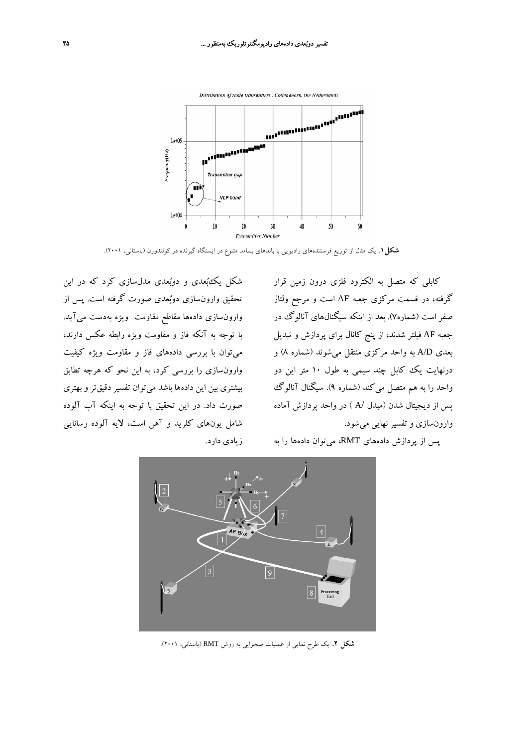**شکل ۱.** یک مثال از توزیع فرستنده‌های رادیویی با باندهای بسامد متنوع در ایستگاه گیرنده در کولندورن (باستانی، ۲۰۰۱).

کابلی که متصل به الکترود فلزی درون زمین قرار گرفته، در قسمت مرکزی جعبه AF است و مرجع ولتاژ صفر است (شماره۷). بعد از اینکه سیگنال‌های آنالوگ در جعبه AF فیلتر شدند، از پنج کانال برای پردازش و تبدیل بعدی A/D به واحد مرکزی منتقل می‌شوند (شماره ۸) و درنهایت یک کابل چند سیمی به طول ۱۰ متر این دو واحد را به هم متصل می‌کند (شماره ۹). سیگنال آنالوگ پس از دیجیتال شدن (مبدل A/ ) در واحد پردازش آماده وارون‌سازی و تفسیر نهایی می‌شود.

پس از پردازش داده‌های RMT، می‌توان داده‌ها را به شکل یک‌بُعدی و دوبُعدی مدل‌سازی کرد که در این تحقیق وارون‌سازی دوبُعدی صورت گرفته است. پس از وارون‌سازی داده‌ها مقاطع مقاومت ویژه به‌دست می‌آید. با توجه به آنکه فاز و مقاومت ویژه رابطه عکس دارند، می‌توان با بررسی داده‌های فاز و مقاومت ویژه کیفیت وارون‌سازی را بررسی کرد، به این نحو که هرچه تطابق بیشتری بین این داده‌ها باشد می‌توان تفسیر دقیق‌تر و بهتری صورت داد. در این تحقیق با توجه به اینکه آب آلوده شامل یون‌های کلرید و آهن است، لایه آلوده رسانایی زیادی دارد.

**شکل ۲.** یک طرح نمایی از عملیات صحرایی به روش RMT (باستانی، ۲۰۰۱).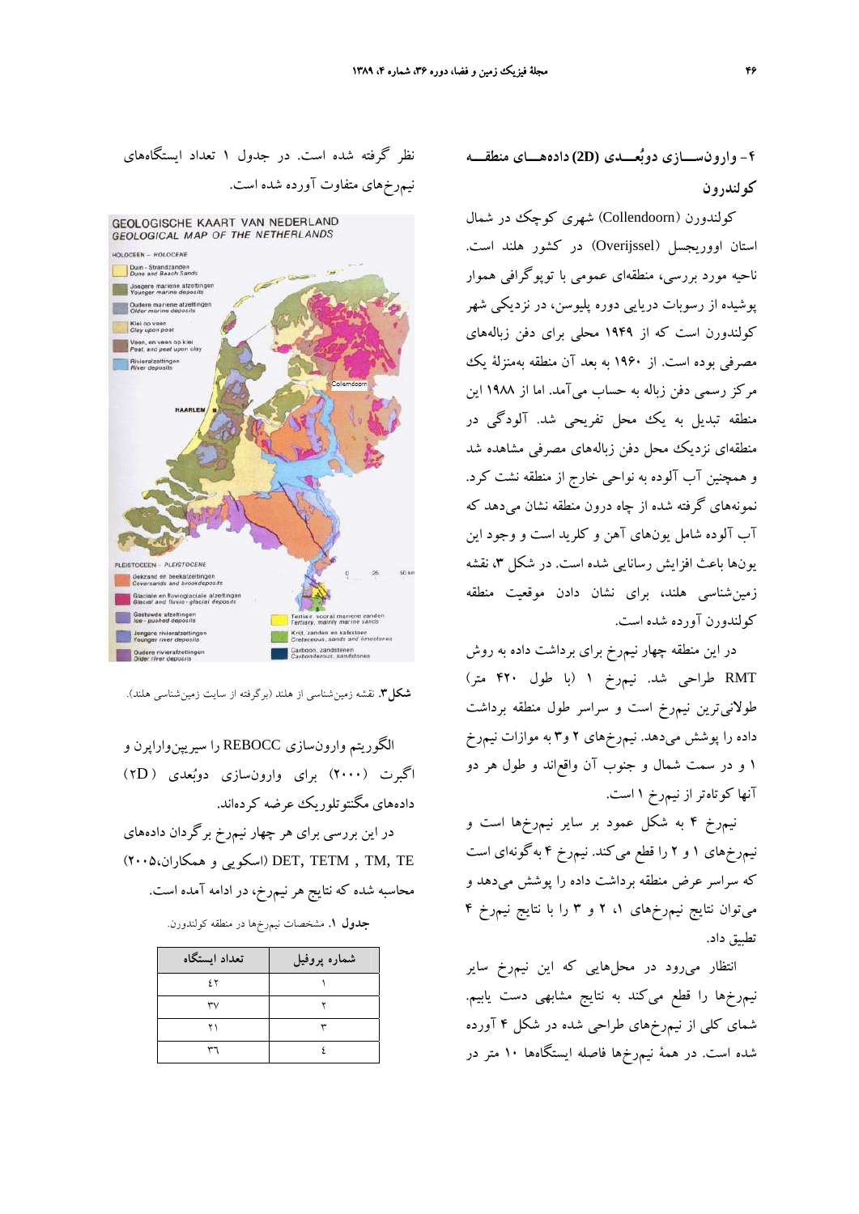## ۴- وارون‌سازی دوبُعدی (2D) داده‌های منطقه کولندورن

کولندورن (Collendoorn) شهری کوچک در شمال استان اووریجسل (Overijssel) در کشور هلند است. ناحیه مورد بررسی، منطقه‌ای عمومی با توپوگرافی هموار پوشیده از رسوبات دریایی دوره پلیوسن، در نزدیکی شهر کولندورن است که از ۱۹۴۹ محلی برای دفن زباله‌های مصرفی بوده است. از ۱۹۶۰ به بعد آن منطقه به‌منزلهٔ یک مرکز رسمی دفن زباله به حساب می‌آمد. اما از ۱۹۸۸ این منطقه تبدیل به یک محل تفریحی شد. آلودگی در منطقه‌ای نزدیک محل دفن زباله‌های مصرفی مشاهده شد و همچنین آب آلوده به نواحی خارج از منطقه نشت کرد. نمونه‌های گرفته شده از چاه درون منطقه نشان می‌دهد که آب آلوده شامل یون‌های آهن و کلرید است و وجود این یون‌ها باعث افزایش رسانایی شده است. در شکل ۳، نقشه زمین‌شناسی هلند، برای نشان دادن موقعیت منطقه کولندورن آورده شده است.

در این منطقه چهار نیمرخ برای برداشت داده به روش RMT طراحی شد. نیمرخ ۱ (با طول ۴۲۰ متر) طولانی‌ترین نیمرخ است و سراسر طول منطقه برداشت داده را پوشش می‌دهد. نیمرخ‌های ۲ و۳ به موازات نیمرخ ۱ و در سمت شمال و جنوب آن واقع‌اند و طول هر دو آنها کوتاه‌تر از نیمرخ ۱ است.

نیمرخ ۴ به شکل عمود بر سایر نیمرخ‌ها است و نیمرخ‌های ۱ و ۲ را قطع می‌کند. نیمرخ ۴ به‌گونه‌ای است که سراسر عرض منطقه برداشت داده را پوشش می‌دهد و می‌توان نتایج نیمرخ‌های ۱، ۲ و ۳ را با نتایج نیمرخ ۴ تطبیق داد.

انتظار می‌رود در محل‌هایی که این نیمرخ سایر نیمرخ‌ها را قطع می‌کند به نتایج مشابهی دست یابیم. شمای کلی از نیمرخ‌های طراحی شده در شکل ۴ آورده شده است. در همهٔ نیمرخ‌ها فاصله ایستگاه‌ها ۱۰ متر در نظر گرفته شده است. در جدول ۱ تعداد ایستگاه‌های نیمرخ‌های متفاوت آورده شده است.

**شکل ۳.** نقشه زمین‌شناسی از هلند (برگرفته از سایت زمین‌شناسی هلند).

الگوریتم وارون‌سازی REBOCC را سیریپن‌واراپرن و اگبرت (۲۰۰۰) برای وارون‌سازی دوبُعدی (2D) داده‌های مگنتوتلوریک عرضه کرده‌اند.

در این بررسی برای هر چهار نیمرخ برگردان داده‌های DET, TETM , TM, TE (اسکویی و همکاران،۲۰۰۵) محاسبه شده که نتایج هر نیمرخ، در ادامه آمده است.

**جدول ۱.** مشخصات نیمرخ‌ها در منطقه کولندورن.

| شماره پروفیل | تعداد ایستگاه |
|---|---|
| ۱ | ٤۲ |
| ۲ | ۳۷ |
| ۳ | ۲۱ |
| ٤ | ۳٦ |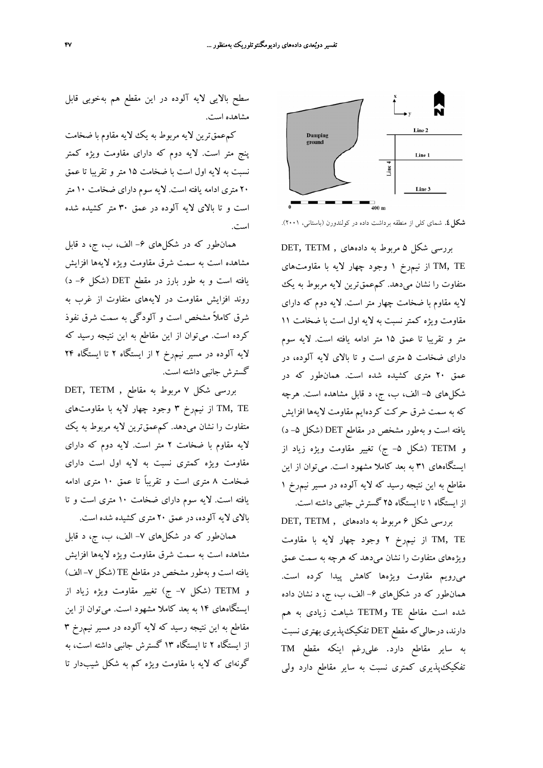**شکل٤.** شمای کلی از منطقه برداشت داده در کولندورن (باستانی، ۲۰۰۱).

بررسی شکل ۵ مربوط به داده‌های DET, TETM , TM, TE از نیم‌رخ ۱ وجود چهار لایه با مقاومت‌های متفاوت را نشان می‌دهد. کم‌عمق‌ترین لایه مربوط به یک لایه مقاوم با ضخامت چهار متر است. لایه دوم که دارای مقاومت ویژه کمتر نسبت به لایه اول است با ضخامت ۱۱ متر و تقریبا تا عمق ۱۵ متر ادامه یافته است. لایه سوم دارای ضخامت ۵ متری است و تا بالای لایه آلوده، در عمق ۲۰ متری کشیده شده است. همان‌طور که در شکل‌های ۵- الف، ب، ج، د قابل مشاهده است. هرچه که به سمت شرق حرکت کرده‌ایم مقاومت لایه‌ها افزایش یافته است و به‌طور مشخص در مقاطع DET (شکل ۵- د) و TETM (شکل ۵- ج) تغییر مقاومت ویژه زیاد از ایستگاه‌های ۳۱ به بعد کاملا مشهود است. می‌توان از این مقاطع به این نتیجه رسید که لایه آلوده در مسیر نیم‌رخ ۱ از ایستگاه ۱ تا ایستگاه ۲۵ گسترش جانبی داشته است.

بررسی شکل ۶ مربوط به داده‌های DET, TETM , TM, TE از نیم‌رخ ۲ وجود چهار لایه با مقاومت ویژه‌های متفاوت را نشان می‌دهد که هرچه به سمت عمق می‌رویم مقاومت ویژه‌ها کاهش پیدا کرده است. همان‌طور که در شکل‌های ۶- الف، ب، ج، د نشان داده شده است مقاطع TE وTETM شباهت زیادی به هم دارند، درحالی که مقطع DET تفکیک‌پذیری بهتری نسبت به سایر مقاطع دارد. علی‌رغم اینکه مقطع TM تفکیک‌پذیری کمتری نسبت به سایر مقاطع دارد ولی سطح بالایی لایه آلوده در این مقطع هم به‌خوبی قابل مشاهده است.

کم‌عمق‌ترین لایه مربوط به یک لایه مقاوم با ضخامت پنج متر است. لایه دوم که دارای مقاومت ویژه کمتر نسبت به لایه اول است با ضخامت ۱۵ متر و تقریبا تا عمق ۲۰ متری ادامه یافته است. لایه سوم دارای ضخامت ۱۰ متر است و تا بالای لایه آلوده در عمق ۳۰ متر کشیده شده است.

همان‌طور که در شکل‌های ۶- الف، ب، ج، د قابل مشاهده است به سمت شرق مقاومت ویژه لایه‌ها افزایش یافته است و به طور بارز در مقطع DET (شکل ۶- د) روند افزایش مقاومت در لایه‌های متفاوت از غرب به شرق کاملاً مشخص است و آلودگی به سمت شرق نفوذ کرده است. می‌توان از این مقاطع به این نتیجه رسید که لایه آلوده در مسیر نیم‌رخ ۲ از ایستگاه ۲ تا ایستگاه ۲۴ گسترش جانبی داشته است.

بررسی شکل ۷ مربوط به مقاطع DET, TETM , TM, TE از نیم‌رخ ۳ وجود چهار لایه با مقاومت‌های متفاوت را نشان می‌دهد. کم‌عمق‌ترین لایه مربوط به یک لایه مقاوم با ضخامت ۲ متر است. لایه دوم که دارای مقاومت ویژه کمتری نسبت به لایه اول است دارای ضخامت ۸ متری است و تقریباً تا عمق ۱۰ متری ادامه یافته است. لایه سوم دارای ضخامت ۱۰ متری است و تا بالای لایه آلوده، در عمق ۲۰ متری کشیده شده است.

همان‌طور که در شکل‌های ۷- الف، ب، ج، د قابل مشاهده است به سمت شرق مقاومت ویژه لایه‌ها افزایش یافته است و به‌طور مشخص در مقاطع TE (شکل ۷- الف) و TETM (شکل ۷- ج) تغییر مقاومت ویژه زیاد از ایستگاه‌های ۱۴ به بعد کاملا مشهود است. می‌توان از این مقاطع به این نتیجه رسید که لایه آلوده در مسیر نیم‌رخ ۳ از ایستگاه ۲ تا ایستگاه ۱۳ گسترش جانبی داشته است، به گونه‌ای که لایه با مقاومت ویژه کم به شکل شیب‌دار تا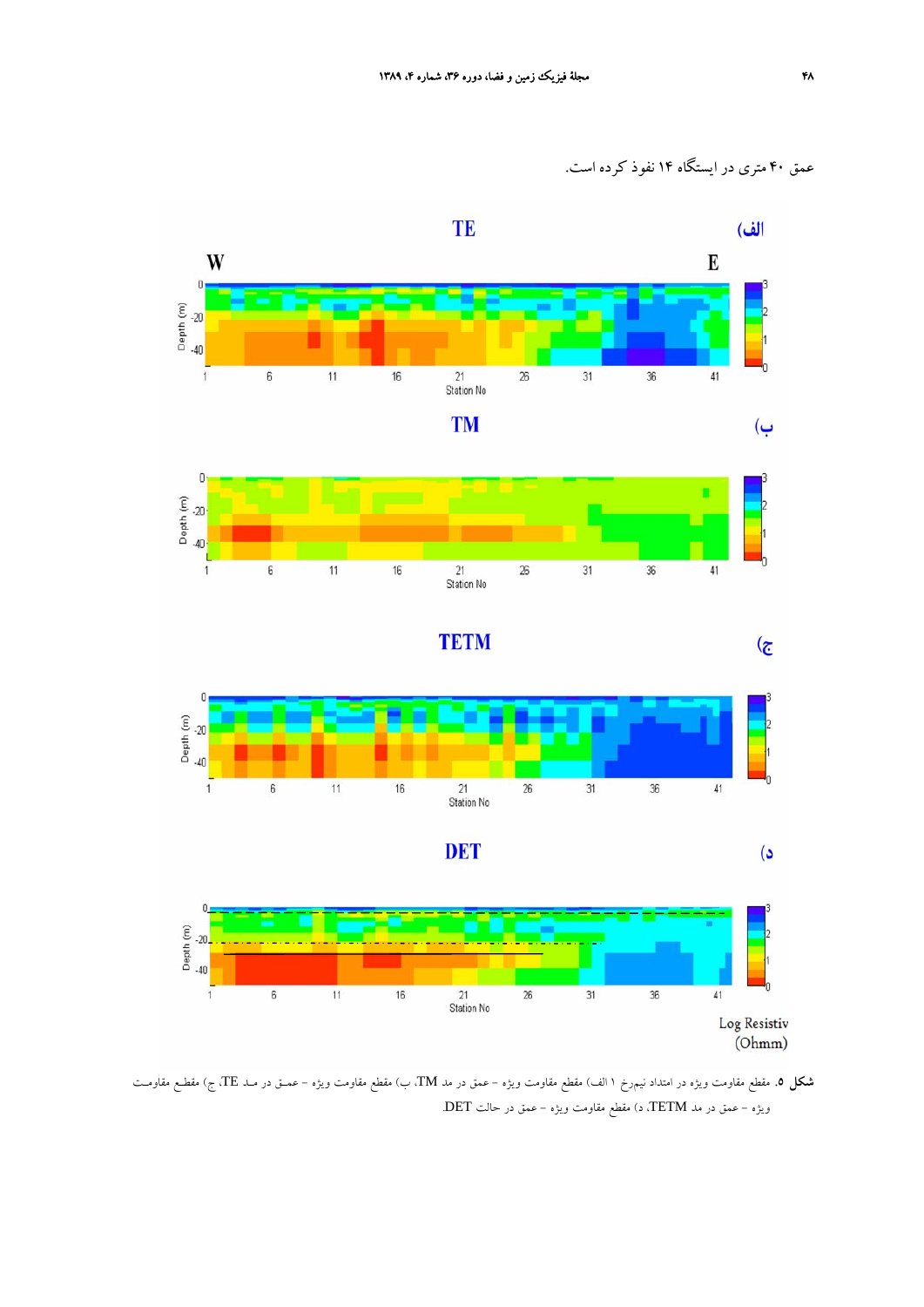عمق ۴۰ متری در ایستگاه ۱۴ نفوذ کرده است.

**شکل ۵.** مقطع مقاومت ویژه در امتداد نیم‌رخ ۱ الف) مقطع مقاومت ویژه – عمق در مد TM، ب) مقطع مقاومت ویژه – عمـق در مـد TE، ج) مقطـع مقاومـت ویژه – عمق در مد TETM، د) مقطع مقاومت ویژه – عمق در حالت DET.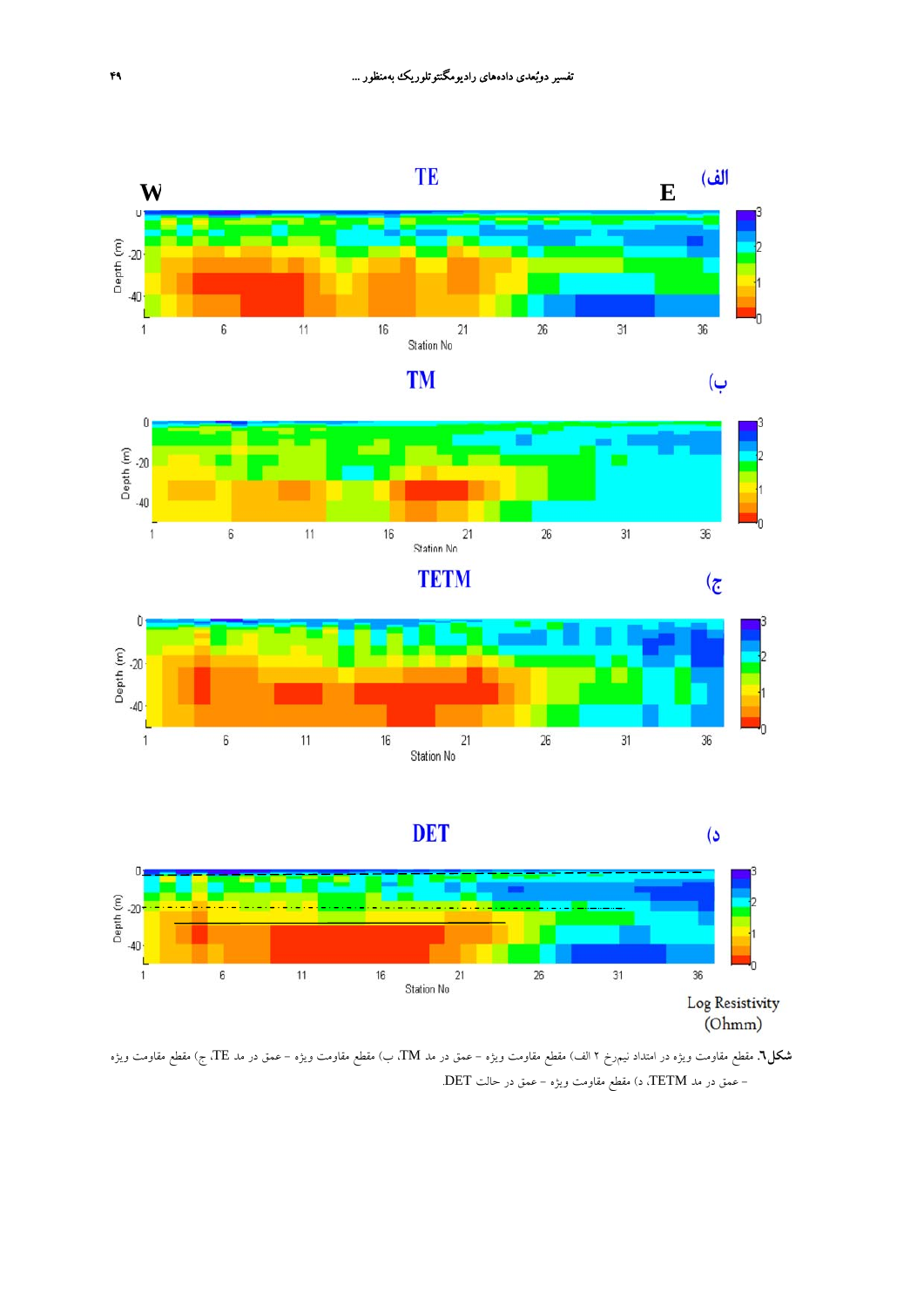**شکل۶.** مقطع مقاومت ویژه در امتداد نیمرخ ۲ الف) مقطع مقاومت ویژه – عمق در مد TM، ب) مقطع مقاومت ویژه – عمق در مد TE، ج) مقطع مقاومت ویژه – عمق در مد TETM، د) مقطع مقاومت ویژه – عمق در حالت DET.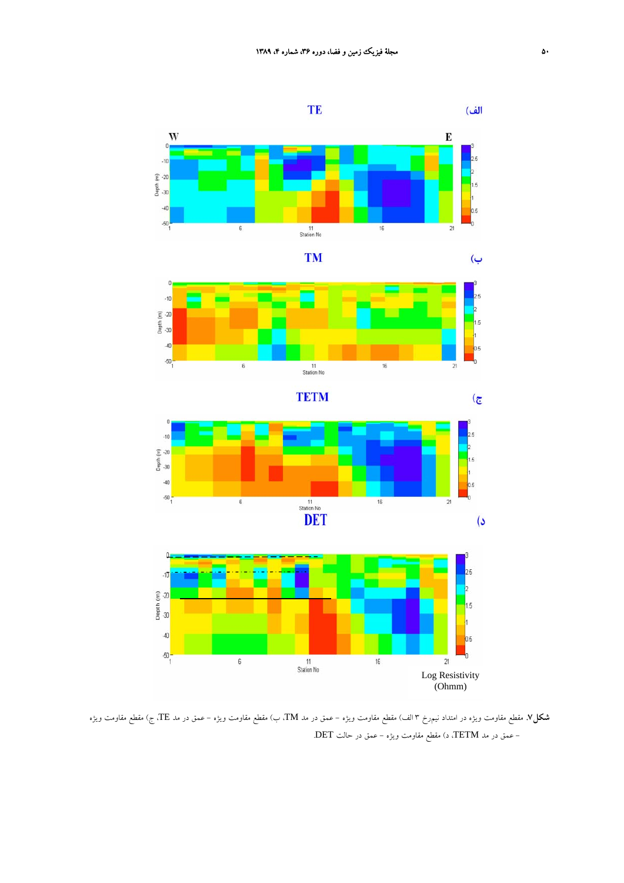**شکل۷.** مقطع مقاومت ویژه در امتداد نیمرخ ۳ الف) مقطع مقاومت ویژه – عمق در مد TE، ب) مقطع مقاومت ویژه – عمق در مد TM، ج) مقطع مقاومت ویژه – عمق در مد TETM، د) مقطع مقاومت ویژه – عمق در حالت DET.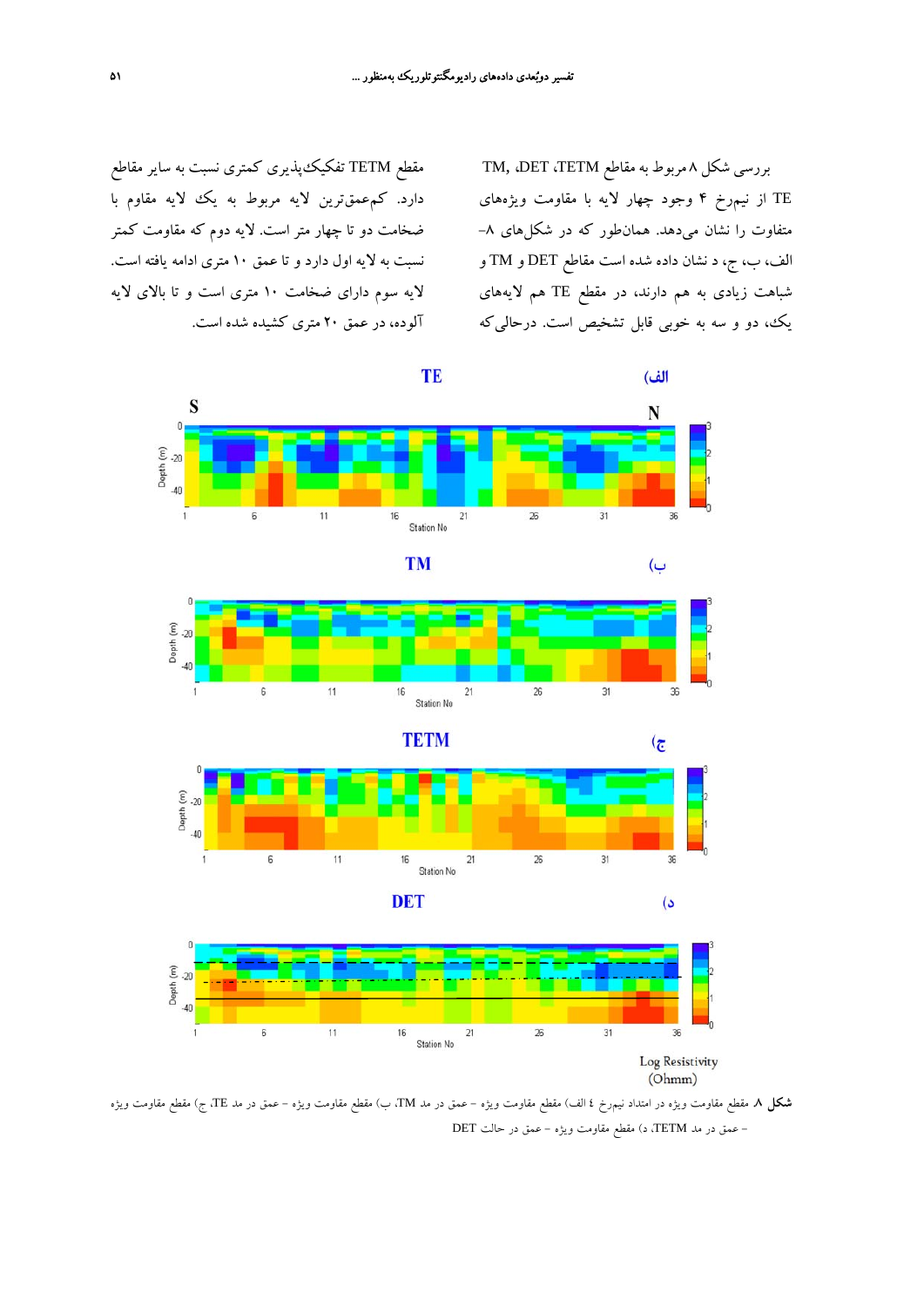بررسی شکل ۸ مربوط به مقاطع TETM، DET، TM, TE از نیمرخ ۴ وجود چهار لایه با مقاومت ویژه‌های متفاوت را نشان می‌دهد. همان‌طور که در شکل‌های ۸- الف، ب، ج، د نشان داده شده است مقاطع DET و TM و شباهت زیادی به هم دارند، در مقطع TE هم لایه‌های یک، دو و سه به خوبی قابل تشخیص است. درحالی‌که مقطع TETM تفکیک‌پذیری کمتری نسبت به سایر مقاطع دارد. کم‌عمق‌ترین لایه مربوط به یک لایه مقاوم با ضخامت دو تا چهار متر است. لایه دوم که مقاومت کمتر نسبت به لایه اول دارد و تا عمق ۱۰ متری ادامه یافته است. لایه سوم دارای ضخامت ۱۰ متری است و تا بالای لایه آلوده، در عمق ۲۰ متری کشیده شده است.

**شکل ۸.** مقطع مقاومت ویژه در امتداد نیمرخ ٤ الف) مقطع مقاومت ویژه - عمق در مد TM، ب) مقطع مقاومت ویژه - عمق در مد TE، ج) مقطع مقاومت ویژه - عمق در مد TETM، د) مقطع مقاومت ویژه - عمق در حالت DET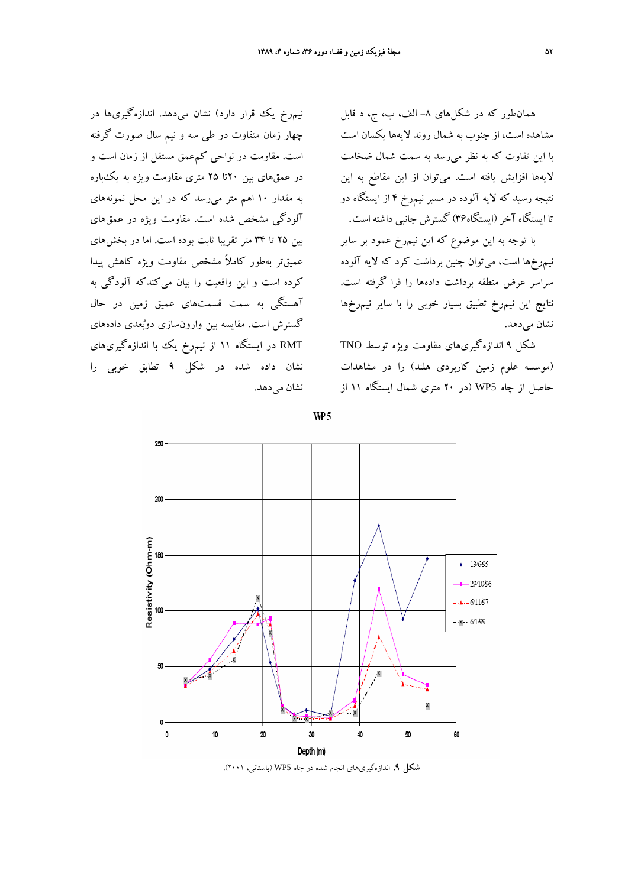همان‌طور که در شکل‌های ۸- الف، ب، ج، د قابل مشاهده است، از جنوب به شمال روند لایه‌ها یکسان است با این تفاوت که به نظر می‌رسد به سمت شمال ضخامت لایه‌ها افزایش یافته است. می‌توان از این مقاطع به این نتیجه رسید که لایه آلوده در مسیر نیمرخ ۴ از ایستگاه دو تا ایستگاه آخر (ایستگاه۳۶) گسترش جانبی داشته است.

با توجه به این موضوع که این نیمرخ عمود بر سایر نیمرخ‌ها است، می‌توان چنین برداشت کرد که لایه آلوده سراسر عرض منطقه برداشت داده‌ها را فرا گرفته است. نتایج این نیمرخ تطبیق بسیار خوبی را با سایر نیمرخ‌ها نشان می‌دهد.

شکل ۹ اندازه‌گیری‌های مقاومت ویژه توسط TNO (موسسه علوم زمین کاربردی هلند) را در مشاهدات حاصل از چاه WP5 (در ۲۰ متری شمال ایستگاه ۱۱ از نیمرخ یک قرار دارد) نشان می‌دهد. اندازه‌گیری‌ها در چهار زمان متفاوت در طی سه و نیم سال صورت گرفته است. مقاومت در نواحی کم‌عمق مستقل از زمان است و در عمق‌های بین ۲۰تا ۲۵ متری مقاومت ویژه به یک‌باره به مقدار ۱۰ اهم متر می‌رسد که در این محل نمونه‌های آلودگی مشخص شده است. مقاومت ویژه در عمق‌های بین ۲۵ تا ۳۴ متر تقریبا ثابت بوده است. اما در بخش‌های عمیق‌تر به‌طور کاملاً مشخص مقاومت ویژه کاهش پیدا کرده است و این واقعیت را بیان می‌کندکه آلودگی به آهستگی به سمت قسمت‌های عمیق زمین در حال گسترش است. مقایسه بین وارون‌سازی دوبُعدی داده‌های RMT در ایستگاه ۱۱ از نیمرخ یک با اندازه‌گیری‌های نشان داده شده در شکل ۹ تطابق خوبی را نشان می‌دهد.

**شکل ۹**. اندازه‌گیری‌های انجام شده در چاه WP5 (باستانی، ۲۰۰۱).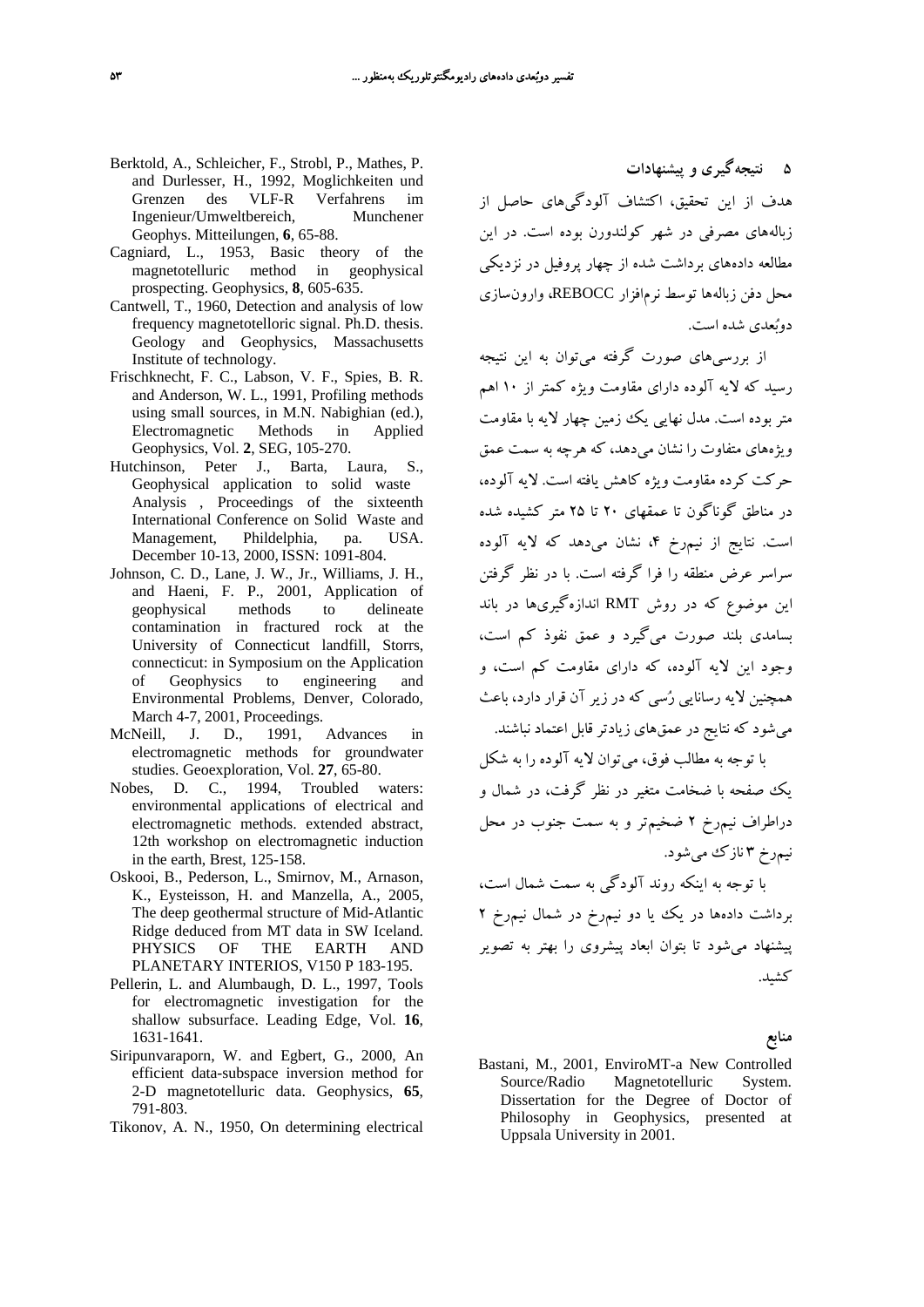## ۵ نتیجه‌گیری و پیشنهادات

هدف از این تحقیق، اکتشاف آلودگی‌های حاصل از زباله‌های مصرفی در شهر کولندورن بوده است. در این مطالعه داده‌های برداشت شده از چهار پروفیل در نزدیکی محل دفن زباله‌ها توسط نرم‌افزار REBOCC، وارون‌سازی دوبُعدی شده است.

از بررسی‌های صورت گرفته می‌توان به این نتیجه رسید که لایه آلوده دارای مقاومت ویژه کمتر از ۱۰ اهم متر بوده است. مدل نهایی یک زمین چهار لایه با مقاومت ویژه‌های متفاوت را نشان می‌دهد، که هرچه به سمت عمق حرکت کرده مقاومت ویژه کاهش یافته است. لایه آلوده، در مناطق گوناگون تا عمقهای ۲۰ تا ۲۵ متر کشیده شده است. نتایج از نیمرخ ۴، نشان می‌دهد که لایه آلوده سراسر عرض منطقه را فرا گرفته است. با در نظر گرفتن این موضوع که در روش RMT اندازه‌گیری‌ها در باند بسامدی بلند صورت می‌گیرد و عمق نفوذ کم است، وجود این لایه آلوده، که دارای مقاومت کم است، و همچنین لایه رسانایی رُسی که در زیر آن قرار دارد، باعث می‌شود که نتایج در عمق‌های زیادتر قابل اعتماد نباشند.

با توجه به مطالب فوق، می‌توان لایه آلوده را به شکل یک صفحه با ضخامت متغیر در نظر گرفت، در شمال و دراطراف نیمرخ ۲ ضخیم‌تر و به سمت جنوب در محل نیمرخ ۳ نازک می‌شود.

با توجه به اینکه روند آلودگی به سمت شمال است، برداشت داده‌ها در یک یا دو نیمرخ در شمال نیمرخ ۲ پیشنهاد می‌شود تا بتوان ابعاد پیشروی را بهتر به تصویر کشید.

## منابع

Bastani, M., 2001, EnviroMT-a New Controlled Source/Radio Magnetotelluric System. Dissertation for the Degree of Doctor of Philosophy in Geophysics, presented at Uppsala University in 2001.

Berktold, A., Schleicher, F., Strobl, P., Mathes, P. and Durlesser, H., 1992, Moglichkeiten und Grenzen des VLF-R Verfahrens im Ingenieur/Umweltbereich, Munchener Geophys. Mitteilungen, **6**, 65-88.

Cagniard, L., 1953, Basic theory of the magnetotelluric method in geophysical prospecting. Geophysics, **8**, 605-635.

Cantwell, T., 1960, Detection and analysis of low frequency magnetotelluric signal. Ph.D. thesis. Geology and Geophysics, Massachusetts Institute of technology.

Frischknecht, F. C., Labson, V. F., Spies, B. R. and Anderson, W. L., 1991, Profiling methods using small sources, in M.N. Nabighian (ed.), Electromagnetic Methods in Applied Geophysics, Vol. **2**, SEG, 105-270.

Hutchinson, Peter J., Barta, Laura, S., Geophysical application to solid waste Analysis , Proceedings of the sixteenth International Conference on Solid Waste and Management, Phildelphia, pa. USA. December 10-13, 2000, ISSN: 1091-804.

Johnson, C. D., Lane, J. W., Jr., Williams, J. H., and Haeni, F. P., 2001, Application of geophysical methods to delineate contamination in fractured rock at the University of Connecticut landfill, Storrs, connecticut: in Symposium on the Application of Geophysics to engineering and Environmental Problems, Denver, Colorado, March 4-7, 2001, Proceedings.

McNeill, J. D., 1991, Advances in electromagnetic methods for groundwater studies. Geoexploration, Vol. **27**, 65-80.

Nobes, D. C., 1994, Troubled waters: environmental applications of electrical and electromagnetic methods. extended abstract, 12th workshop on electromagnetic induction in the earth, Brest, 125-158.

Oskooi, B., Pederson, L., Smirnov, M., Arnason, K., Eysteisson, H. and Manzella, A., 2005, The deep geothermal structure of Mid-Atlantic Ridge deduced from MT data in SW Iceland. PHYSICS OF THE EARTH AND PLANETARY INTERIOS, V150 P 183-195.

Pellerin, L. and Alumbaugh, D. L., 1997, Tools for electromagnetic investigation for the shallow subsurface. Leading Edge, Vol. **16**, 1631-1641.

Siripunvaraporn, W. and Egbert, G., 2000, An efficient data-subspace inversion method for 2-D magnetotelluric data. Geophysics, **65**, 791-803.

Tikonov, A. N., 1950, On determining electrical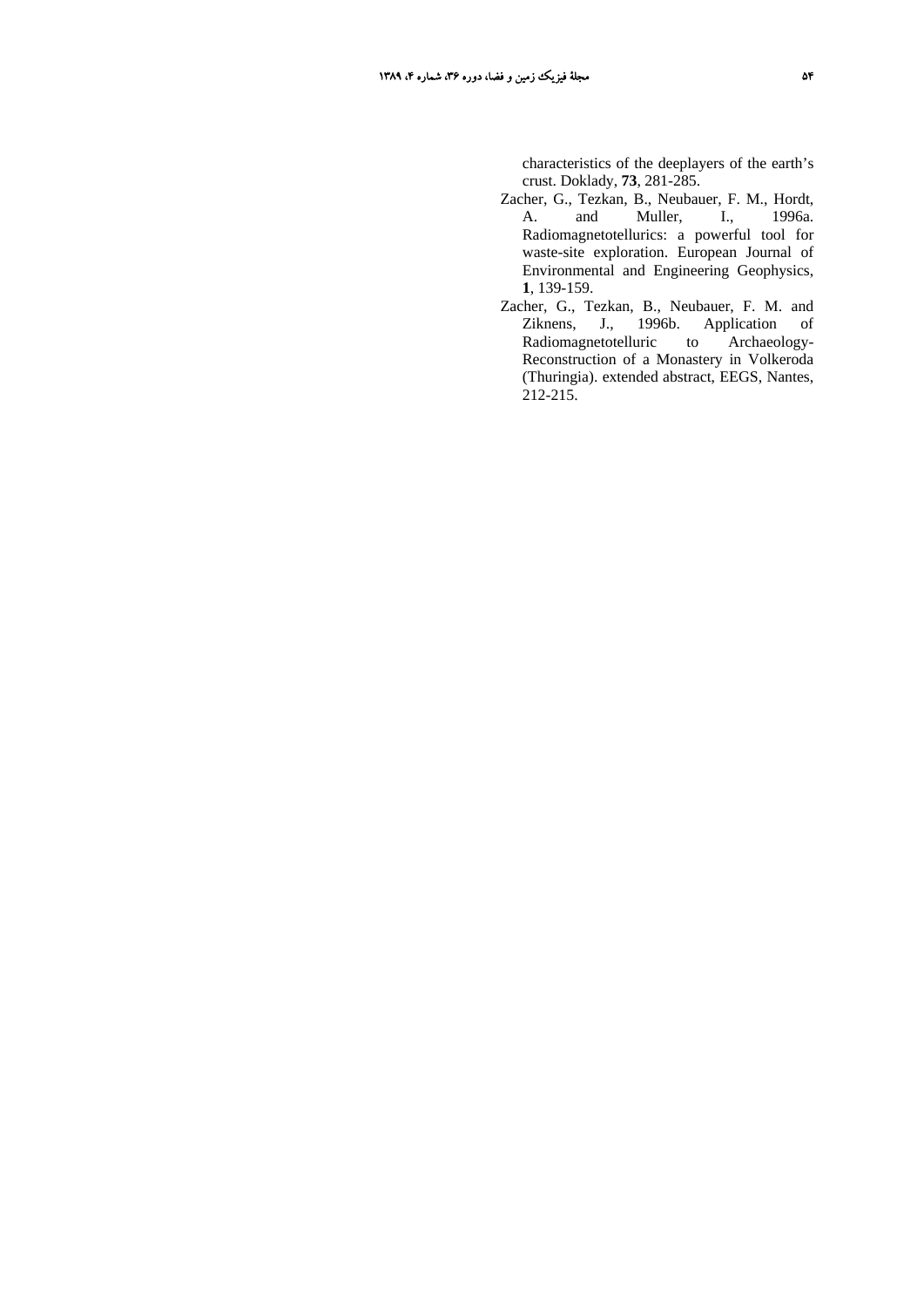characteristics of the deeplayers of the earth's crust. Doklady, **73**, 281-285.

Zacher, G., Tezkan, B., Neubauer, F. M., Hordt, A. and Muller, I., 1996a. Radiomagnetotellurics: a powerful tool for waste-site exploration. European Journal of Environmental and Engineering Geophysics, **1**, 139-159.

Zacher, G., Tezkan, B., Neubauer, F. M. and Ziknens, J., 1996b. Application of Radiomagnetotelluric to Archaeology-Reconstruction of a Monastery in Volkeroda (Thuringia). extended abstract, EEGS, Nantes, 212-215.